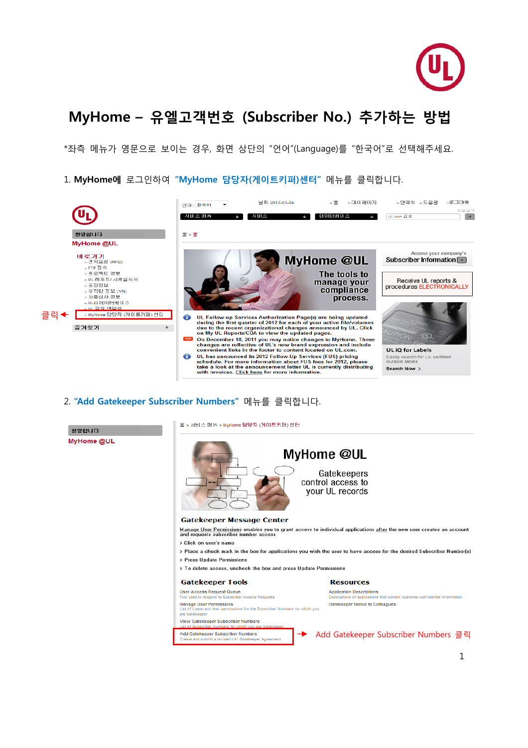# MyHome – 유엘고객번호 (Subscriber No.) 추가하는 방법

*좌측 메뉴가 영문으로 보이는 경우, 화면 상단의 "언어"(Language)를 "한국어"로 선택해주세요.

1. **MyHome에** 로그인하여 **"MyHome 담당자(게이트키퍼)센터"** 메뉴를 클릭합니다.

클릭

2. **"Add Gatekeeper Subscriber Numbers"** 메뉴를 클릭합니다.

Add Gatekeeper Subscriber Numbers 클릭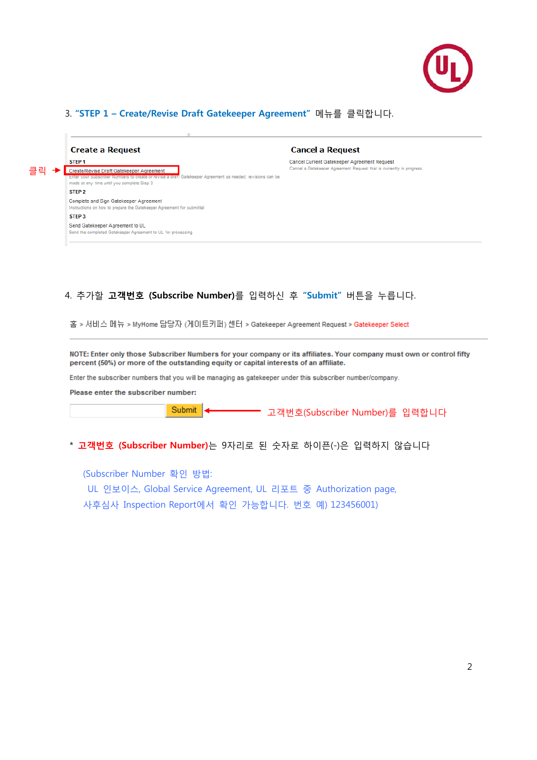3. **"STEP 1 – Create/Revise Draft Gatekeeper Agreement"** 메뉴를 클릭합니다.

**Create a Request**

STEP 1

클릭 → Create/Revise Draft Gatekeeper Agreement

Enter your Subscriber Numbers to create or revise a draft Gatekeeper Agreement as needed; revisions can be made at any time until you complete Step 3

STEP 2

Complete and Sign Gatekeeper Agreement

Instructions on how to prepare the Gatekeeper Agreement for submittal

STEP 3

Send Gatekeeper Agreement to UL

Send the completed Gatekeeper Agreement to UL for processing

**Cancel a Request**

Cancel Current Gatekeeper Agreement Request

Cancel a Gatekeeper Agreement Request that is currently in progress

4. 추가할 **고객번호 (Subscribe Number)**를 입력하신 후 **"Submit"** 버튼을 누릅니다.

홈 > 서비스 메뉴 > MyHome 담당자 (게이트키퍼) 센터 > Gatekeeper Agreement Request > Gatekeeper Select

**NOTE: Enter only those Subscriber Numbers for your company or its affiliates. Your company must own or control fifty percent (50%) or more of the outstanding equity or capital interests of an affiliate.**

Enter the subscriber numbers that you will be managing as gatekeeper under this subscriber number/company.

**Please enter the subscriber number:**

[ ] Submit ← 고객번호(Subscriber Number)를 입력합니다

* **고객번호 (Subscriber Number)**는 9자리로 된 숫자로 하이픈(-)은 입력하지 않습니다

(Subscriber Number 확인 방법:
UL 인보이스, Global Service Agreement, UL 리포트 중 Authorization page,
사후심사 Inspection Report에서 확인 가능합니다. 번호 예) 123456001)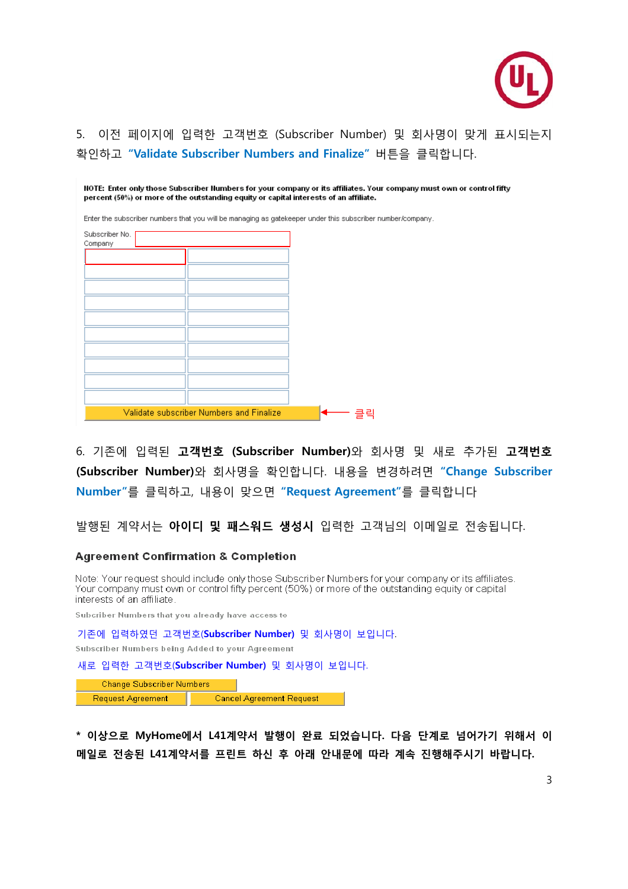5. 이전 페이지에 입력한 고객번호 (Subscriber Number) 및 회사명이 맞게 표시되는지 확인하고 **"Validate Subscriber Numbers and Finalize"** 버튼을 클릭합니다.

**NOTE: Enter only those Subscriber Numbers for your company or its affiliates. Your company must own or control fifty percent (50%) or more of the outstanding equity or capital interests of an affiliate.**

Enter the subscriber numbers that you will be managing as gatekeeper under this subscriber number/company.

Subscriber No.
Company

Validate subscriber Numbers and Finalize ← 클릭

6. 기존에 입력된 **고객번호 (Subscriber Number)**와 회사명 및 새로 추가된 **고객번호 (Subscriber Number)**와 회사명을 확인합니다. 내용을 변경하려면 **"Change Subscriber Number"**를 클릭하고, 내용이 맞으면 **"Request Agreement"**를 클릭합니다

발행된 계약서는 **아이디 및 패스워드 생성시** 입력한 고객님의 이메일로 전송됩니다.

**Agreement Confirmation & Completion**

Note: Your request should include only those Subscriber Numbers for your company or its affiliates. Your company must own or control fifty percent (50%) or more of the outstanding equity or capital interests of an affiliate.

Subcriber Numbers that you already have access to

기존에 입력하였던 고객번호(**Subscriber Number**) 및 회사명이 보입니다.

Subscriber Numbers being Added to your Agreement

새로 입력한 고객번호(**Subscriber Number**) 및 회사명이 보입니다.

Change Subscriber Numbers

Request Agreement | Cancel Agreement Request

**\* 이상으로 MyHome에서 L41계약서 발행이 완료 되었습니다. 다음 단계로 넘어가기 위해서 이메일로 전송된 L41계약서를 프린트 하신 후 아래 안내문에 따라 계속 진행해주시기 바랍니다.**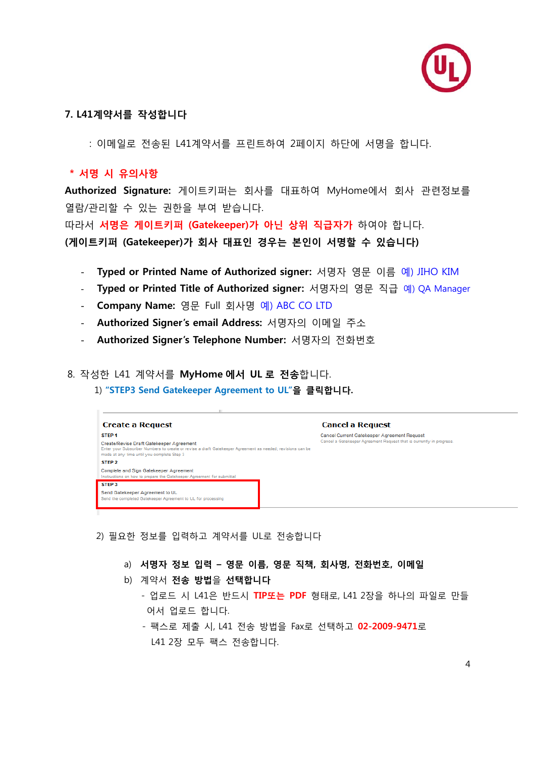## 7. L41계약서를 작성합니다

: 이메일로 전송된 L41계약서를 프린트하여 2페이지 하단에 서명을 합니다.

**\* 서명 시 유의사항**

**Authorized Signature:** 게이트키퍼는 회사를 대표하여 MyHome에서 회사 관련정보를 열람/관리할 수 있는 권한을 부여 받습니다.

따라서 **서명은 게이트키퍼 (Gatekeeper)가 아닌 상위 직급자가** 하여야 합니다.

**(게이트키퍼 (Gatekeeper)가 회사 대표인 경우는 본인이 서명할 수 있습니다)**

- **Typed or Printed Name of Authorized signer:** 서명자 영문 이름 예) JIHO KIM
- **Typed or Printed Title of Authorized signer:** 서명자의 영문 직급 예) QA Manager
- **Company Name:** 영문 Full 회사명 예) ABC CO LTD
- **Authorized Signer's email Address:** 서명자의 이메일 주소
- **Authorized Signer's Telephone Number:** 서명자의 전화번호

8. 작성한 L41 계약서를 **MyHome 에서 UL 로 전송**합니다.

1) **"STEP3 Send Gatekeeper Agreement to UL"을 클릭합니다.**

**Create a Request**

STEP 1

Create/Revise Draft Gatekeeper Agreement

Enter your Subscriber Numbers to create or revise a draft Gatekeeper Agreement as needed; revisions can be made at any time until you complete Step 3

STEP 2

Complete and Sign Gatekeeper Agreement

Instructions on how to prepare the Gatekeeper Agreement for submittal

STEP 3

Send Gatekeeper Agreement to UL

Send the completed Gatekeeper Agreement to UL for processing

**Cancel a Request**

Cancel Current Gatekeeper Agreement Request

Cancel a Gatekeeper Agreement Request that is currently in progress.

2) 필요한 정보를 입력하고 계약서를 UL로 전송합니다

a) **서명자 정보 입력 – 영문 이름, 영문 직책, 회사명, 전화번호, 이메일**

b) 계약서 **전송 방법**을 **선택합니다**

- 업로드 시 L41은 반드시 **TIP또는 PDF** 형태로, L41 2장을 하나의 파일로 만들어서 업로드 합니다.
- 팩스로 제출 시, L41 전송 방법을 Fax로 선택하고 **02-2009-9471**로 L41 2장 모두 팩스 전송합니다.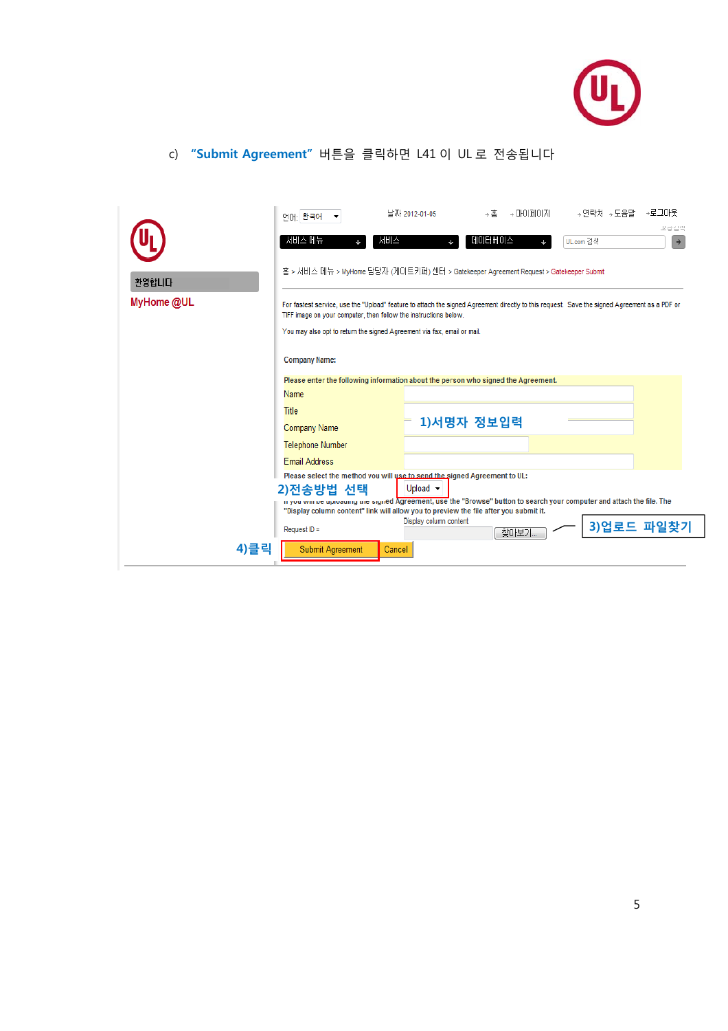c) **"Submit Agreement"** 버튼을 클릭하면 L41 이 UL 로 전송됩니다

언어: 한국어

날짜 2012-01-05

→홈 →마이페이지 →연락처 →도움말 →로그아웃

서비스 메뉴 | 서비스 | 데이터베이스

UL.com 검색

환영합니다

MyHome @UL

홈 > 서비스 메뉴 > MyHome 담당자 (게이트키퍼) 센터 > Gatekeeper Agreement Request > Gatekeeper Submit

For fastest service, use the "Upload" feature to attach the signed Agreement directly to this request. Save the signed Agreement as a PDF or TIFF image on your computer, then follow the instructions below.

You may also opt to return the signed Agreement via fax, email or mail.

Company Name:

Please enter the following information about the person who signed the Agreement.

Name

Title

Company Name

Telephone Number

Email Address

1)서명자 정보입력

Please select the method you will use to send the signed Agreement to UL:

2)전송방법 선택

Upload

If you will be uploading the signed Agreement, use the "Browse" button to search your computer and attach the file. The "Display column content" link will allow you to preview the file after you submit it.

Display column content

Request ID =

찾아보기...

3)업로드 파일찾기

4)클릭

Submit Agreement | Cancel